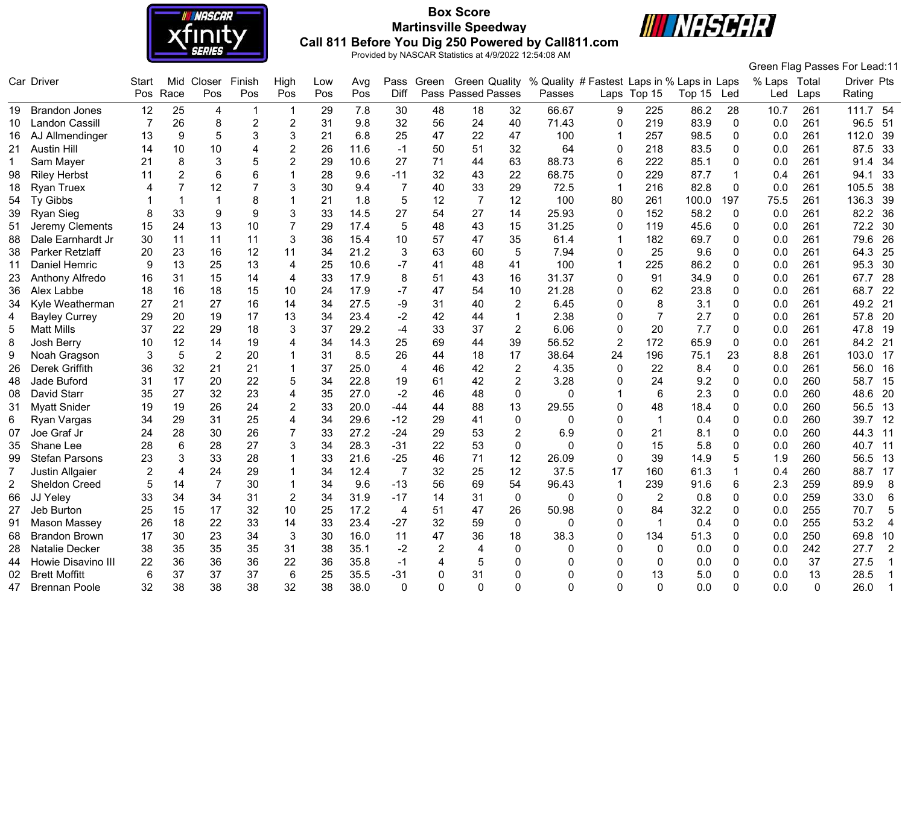# Box Score

## Martinsville Speedway

## Call 811 Before You Dig 250 Powered by Call811.com

Provided by NASCAR Statistics at 4/9/2022 12:54:08 AM

Green Flag Passes For Lead:11

| Car | Driver | Start Pos | Mid Race | Closer Pos | Finish Pos | High Pos | Low Pos | Avg Pos | Pass Diff | Green Pass | Green Passed | Quality Passes | % Quality Passes | # Fastest Laps | Laps in Top 15 | % Laps in Top 15 | Laps Led | % Laps Led | Total Laps | Driver Rating | Pts |
|---|---|---|---|---|---|---|---|---|---|---|---|---|---|---|---|---|---|---|---|---|---|
| 19 | Brandon Jones | 12 | 25 | 4 | 1 | 1 | 29 | 7.8 | 30 | 48 | 18 | 32 | 66.67 | 9 | 225 | 86.2 | 28 | 10.7 | 261 | 111.7 | 54 |
| 10 | Landon Cassill | 7 | 26 | 8 | 2 | 2 | 31 | 9.8 | 32 | 56 | 24 | 40 | 71.43 | 0 | 219 | 83.9 | 0 | 0.0 | 261 | 96.5 | 51 |
| 16 | AJ Allmendinger | 13 | 9 | 5 | 3 | 3 | 21 | 6.8 | 25 | 47 | 22 | 47 | 100 | 1 | 257 | 98.5 | 0 | 0.0 | 261 | 112.0 | 39 |
| 21 | Austin Hill | 14 | 10 | 10 | 4 | 2 | 26 | 11.6 | -1 | 50 | 51 | 32 | 64 | 0 | 218 | 83.5 | 0 | 0.0 | 261 | 87.5 | 33 |
| 1 | Sam Mayer | 21 | 8 | 3 | 5 | 2 | 29 | 10.6 | 27 | 71 | 44 | 63 | 88.73 | 6 | 222 | 85.1 | 0 | 0.0 | 261 | 91.4 | 34 |
| 98 | Riley Herbst | 11 | 2 | 6 | 6 | 1 | 28 | 9.6 | -11 | 32 | 43 | 22 | 68.75 | 0 | 229 | 87.7 | 1 | 0.4 | 261 | 94.1 | 33 |
| 18 | Ryan Truex | 4 | 7 | 12 | 7 | 3 | 30 | 9.4 | 7 | 40 | 33 | 29 | 72.5 | 1 | 216 | 82.8 | 0 | 0.0 | 261 | 105.5 | 38 |
| 54 | Ty Gibbs | 1 | 1 | 1 | 8 | 1 | 21 | 1.8 | 5 | 12 | 7 | 12 | 100 | 80 | 261 | 100.0 | 197 | 75.5 | 261 | 136.3 | 39 |
| 39 | Ryan Sieg | 8 | 33 | 9 | 9 | 3 | 33 | 14.5 | 27 | 54 | 27 | 14 | 25.93 | 0 | 152 | 58.2 | 0 | 0.0 | 261 | 82.2 | 36 |
| 51 | Jeremy Clements | 15 | 24 | 13 | 10 | 7 | 29 | 17.4 | 5 | 48 | 43 | 15 | 31.25 | 0 | 119 | 45.6 | 0 | 0.0 | 261 | 72.2 | 30 |
| 88 | Dale Earnhardt Jr | 30 | 11 | 11 | 11 | 3 | 36 | 15.4 | 10 | 57 | 47 | 35 | 61.4 | 1 | 182 | 69.7 | 0 | 0.0 | 261 | 79.6 | 26 |
| 38 | Parker Retzlaff | 20 | 23 | 16 | 12 | 11 | 34 | 21.2 | 3 | 63 | 60 | 5 | 7.94 | 0 | 25 | 9.6 | 0 | 0.0 | 261 | 64.3 | 25 |
| 11 | Daniel Hemric | 9 | 13 | 25 | 13 | 4 | 25 | 10.6 | -7 | 41 | 48 | 41 | 100 | 1 | 225 | 86.2 | 0 | 0.0 | 261 | 95.3 | 30 |
| 23 | Anthony Alfredo | 16 | 31 | 15 | 14 | 4 | 33 | 17.9 | 8 | 51 | 43 | 16 | 31.37 | 0 | 91 | 34.9 | 0 | 0.0 | 261 | 67.7 | 28 |
| 36 | Alex Labbe | 18 | 16 | 18 | 15 | 10 | 24 | 17.9 | -7 | 47 | 54 | 10 | 21.28 | 0 | 62 | 23.8 | 0 | 0.0 | 261 | 68.7 | 22 |
| 34 | Kyle Weatherman | 27 | 21 | 27 | 16 | 14 | 34 | 27.5 | -9 | 31 | 40 | 2 | 6.45 | 0 | 8 | 3.1 | 0 | 0.0 | 261 | 49.2 | 21 |
| 4 | Bayley Currey | 29 | 20 | 19 | 17 | 13 | 34 | 23.4 | -2 | 42 | 44 | 1 | 2.38 | 0 | 7 | 2.7 | 0 | 0.0 | 261 | 57.8 | 20 |
| 5 | Matt Mills | 37 | 22 | 29 | 18 | 3 | 37 | 29.2 | -4 | 33 | 37 | 2 | 6.06 | 0 | 20 | 7.7 | 0 | 0.0 | 261 | 47.8 | 19 |
| 8 | Josh Berry | 10 | 12 | 14 | 19 | 4 | 34 | 14.3 | 25 | 69 | 44 | 39 | 56.52 | 2 | 172 | 65.9 | 0 | 0.0 | 261 | 84.2 | 21 |
| 9 | Noah Gragson | 3 | 5 | 2 | 20 | 1 | 31 | 8.5 | 26 | 44 | 18 | 17 | 38.64 | 24 | 196 | 75.1 | 23 | 8.8 | 261 | 103.0 | 17 |
| 26 | Derek Griffith | 36 | 32 | 21 | 21 | 1 | 37 | 25.0 | 4 | 46 | 42 | 2 | 4.35 | 0 | 22 | 8.4 | 0 | 0.0 | 261 | 56.0 | 16 |
| 48 | Jade Buford | 31 | 17 | 20 | 22 | 5 | 34 | 22.8 | 19 | 61 | 42 | 2 | 3.28 | 0 | 24 | 9.2 | 0 | 0.0 | 260 | 58.7 | 15 |
| 08 | David Starr | 35 | 27 | 32 | 23 | 4 | 35 | 27.0 | -2 | 46 | 48 | 0 | 0 | 1 | 6 | 2.3 | 0 | 0.0 | 260 | 48.6 | 20 |
| 31 | Myatt Snider | 19 | 19 | 26 | 24 | 2 | 33 | 20.0 | -44 | 44 | 88 | 13 | 29.55 | 0 | 48 | 18.4 | 0 | 0.0 | 260 | 56.5 | 13 |
| 6 | Ryan Vargas | 34 | 29 | 31 | 25 | 4 | 34 | 29.6 | -12 | 29 | 41 | 0 | 0 | 0 | 1 | 0.4 | 0 | 0.0 | 260 | 39.7 | 12 |
| 07 | Joe Graf Jr | 24 | 28 | 30 | 26 | 7 | 33 | 27.2 | -24 | 29 | 53 | 2 | 6.9 | 0 | 21 | 8.1 | 0 | 0.0 | 260 | 44.3 | 11 |
| 35 | Shane Lee | 28 | 6 | 28 | 27 | 3 | 34 | 28.3 | -31 | 22 | 53 | 0 | 0 | 0 | 15 | 5.8 | 0 | 0.0 | 260 | 40.7 | 11 |
| 99 | Stefan Parsons | 23 | 3 | 33 | 28 | 1 | 33 | 21.6 | -25 | 46 | 71 | 12 | 26.09 | 0 | 39 | 14.9 | 5 | 1.9 | 260 | 56.5 | 13 |
| 7 | Justin Allgaier | 2 | 4 | 24 | 29 | 1 | 34 | 12.4 | 7 | 32 | 25 | 12 | 37.5 | 17 | 160 | 61.3 | 1 | 0.4 | 260 | 88.7 | 17 |
| 2 | Sheldon Creed | 5 | 14 | 7 | 30 | 1 | 34 | 9.6 | -13 | 56 | 69 | 54 | 96.43 | 1 | 239 | 91.6 | 6 | 2.3 | 259 | 89.9 | 8 |
| 66 | JJ Yeley | 33 | 34 | 34 | 31 | 2 | 34 | 31.9 | -17 | 14 | 31 | 0 | 0 | 0 | 2 | 0.8 | 0 | 0.0 | 259 | 33.0 | 6 |
| 27 | Jeb Burton | 25 | 15 | 17 | 32 | 10 | 25 | 17.2 | 4 | 51 | 47 | 26 | 50.98 | 0 | 84 | 32.2 | 0 | 0.0 | 255 | 70.7 | 5 |
| 91 | Mason Massey | 26 | 18 | 22 | 33 | 14 | 33 | 23.4 | -27 | 32 | 59 | 0 | 0 | 0 | 1 | 0.4 | 0 | 0.0 | 255 | 53.2 | 4 |
| 68 | Brandon Brown | 17 | 30 | 23 | 34 | 3 | 30 | 16.0 | 11 | 47 | 36 | 18 | 38.3 | 0 | 134 | 51.3 | 0 | 0.0 | 250 | 69.8 | 10 |
| 28 | Natalie Decker | 38 | 35 | 35 | 35 | 31 | 38 | 35.1 | -2 | 2 | 4 | 0 | 0 | 0 | 0 | 0.0 | 0 | 0.0 | 242 | 27.7 | 2 |
| 44 | Howie Disavino III | 22 | 36 | 36 | 36 | 22 | 36 | 35.8 | -1 | 4 | 5 | 0 | 0 | 0 | 0 | 0.0 | 0 | 0.0 | 37 | 27.5 | 1 |
| 02 | Brett Moffitt | 6 | 37 | 37 | 37 | 6 | 25 | 35.5 | -31 | 0 | 31 | 0 | 0 | 0 | 13 | 5.0 | 0 | 0.0 | 13 | 28.5 | 1 |
| 47 | Brennan Poole | 32 | 38 | 38 | 38 | 32 | 38 | 38.0 | 0 | 0 | 0 | 0 | 0 | 0 | 0 | 0.0 | 0 | 0.0 | 0 | 26.0 | 1 |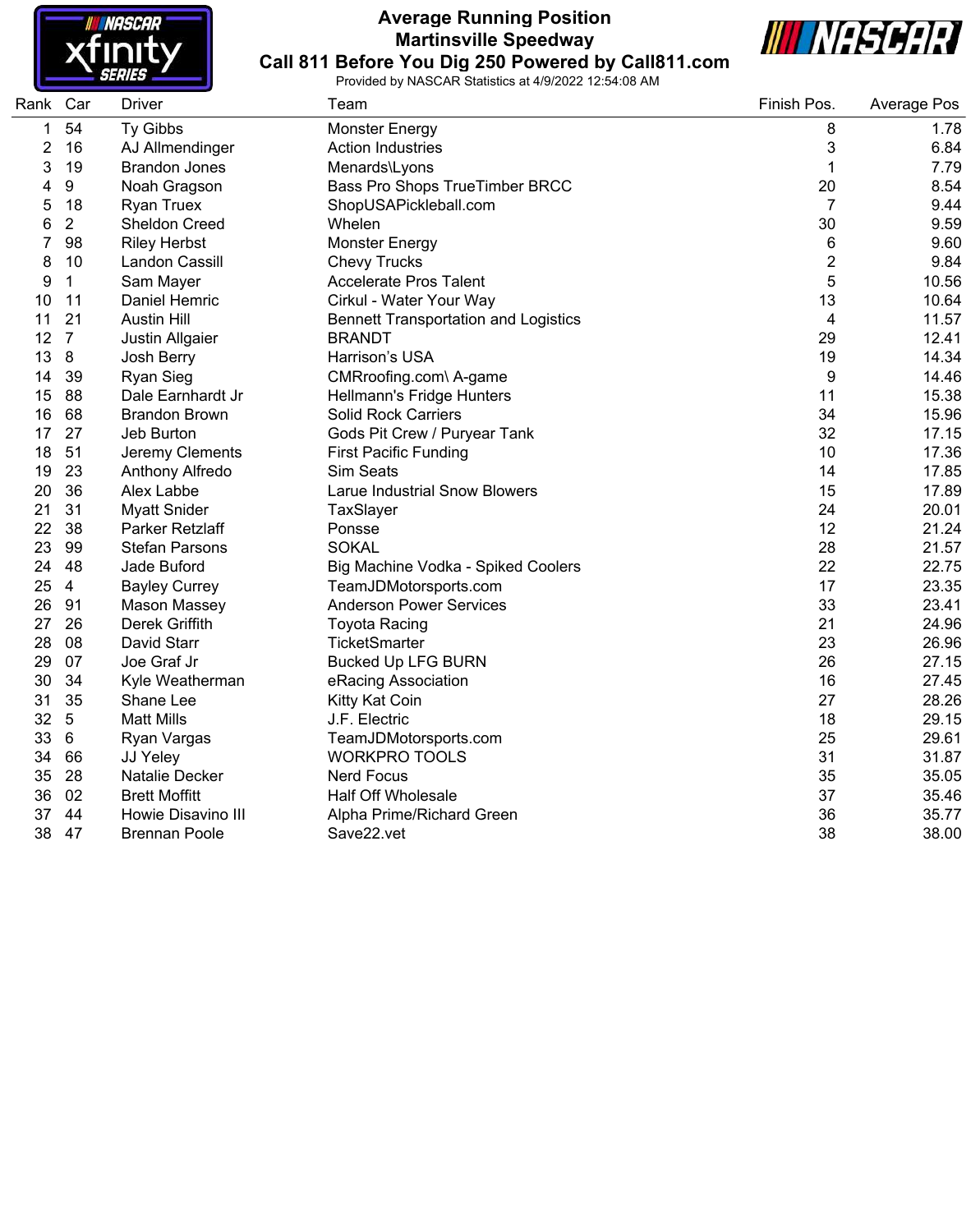# Average Running Position
## Martinsville Speedway
## Call 811 Before You Dig 250 Powered by Call811.com

Provided by NASCAR Statistics at 4/9/2022 12:54:08 AM

| Rank | Car | Driver | Team | Finish Pos. | Average Pos |
|---|---|---|---|---|---|
| 1 | 54 | Ty Gibbs | Monster Energy | 8 | 1.78 |
| 2 | 16 | AJ Allmendinger | Action Industries | 3 | 6.84 |
| 3 | 19 | Brandon Jones | Menards\Lyons | 1 | 7.79 |
| 4 | 9 | Noah Gragson | Bass Pro Shops TrueTimber BRCC | 20 | 8.54 |
| 5 | 18 | Ryan Truex | ShopUSAPickleball.com | 7 | 9.44 |
| 6 | 2 | Sheldon Creed | Whelen | 30 | 9.59 |
| 7 | 98 | Riley Herbst | Monster Energy | 6 | 9.60 |
| 8 | 10 | Landon Cassill | Chevy Trucks | 2 | 9.84 |
| 9 | 1 | Sam Mayer | Accelerate Pros Talent | 5 | 10.56 |
| 10 | 11 | Daniel Hemric | Cirkul - Water Your Way | 13 | 10.64 |
| 11 | 21 | Austin Hill | Bennett Transportation and Logistics | 4 | 11.57 |
| 12 | 7 | Justin Allgaier | BRANDT | 29 | 12.41 |
| 13 | 8 | Josh Berry | Harrison's USA | 19 | 14.34 |
| 14 | 39 | Ryan Sieg | CMRroofing.com\ A-game | 9 | 14.46 |
| 15 | 88 | Dale Earnhardt Jr | Hellmann's Fridge Hunters | 11 | 15.38 |
| 16 | 68 | Brandon Brown | Solid Rock Carriers | 34 | 15.96 |
| 17 | 27 | Jeb Burton | Gods Pit Crew / Puryear Tank | 32 | 17.15 |
| 18 | 51 | Jeremy Clements | First Pacific Funding | 10 | 17.36 |
| 19 | 23 | Anthony Alfredo | Sim Seats | 14 | 17.85 |
| 20 | 36 | Alex Labbe | Larue Industrial Snow Blowers | 15 | 17.89 |
| 21 | 31 | Myatt Snider | TaxSlayer | 24 | 20.01 |
| 22 | 38 | Parker Retzlaff | Ponsse | 12 | 21.24 |
| 23 | 99 | Stefan Parsons | SOKAL | 28 | 21.57 |
| 24 | 48 | Jade Buford | Big Machine Vodka - Spiked Coolers | 22 | 22.75 |
| 25 | 4 | Bayley Currey | TeamJDMotorsports.com | 17 | 23.35 |
| 26 | 91 | Mason Massey | Anderson Power Services | 33 | 23.41 |
| 27 | 26 | Derek Griffith | Toyota Racing | 21 | 24.96 |
| 28 | 08 | David Starr | TicketSmarter | 23 | 26.96 |
| 29 | 07 | Joe Graf Jr | Bucked Up LFG BURN | 26 | 27.15 |
| 30 | 34 | Kyle Weatherman | eRacing Association | 16 | 27.45 |
| 31 | 35 | Shane Lee | Kitty Kat Coin | 27 | 28.26 |
| 32 | 5 | Matt Mills | J.F. Electric | 18 | 29.15 |
| 33 | 6 | Ryan Vargas | TeamJDMotorsports.com | 25 | 29.61 |
| 34 | 66 | JJ Yeley | WORKPRO TOOLS | 31 | 31.87 |
| 35 | 28 | Natalie Decker | Nerd Focus | 35 | 35.05 |
| 36 | 02 | Brett Moffitt | Half Off Wholesale | 37 | 35.46 |
| 37 | 44 | Howie Disavino III | Alpha Prime/Richard Green | 36 | 35.77 |
| 38 | 47 | Brennan Poole | Save22.vet | 38 | 38.00 |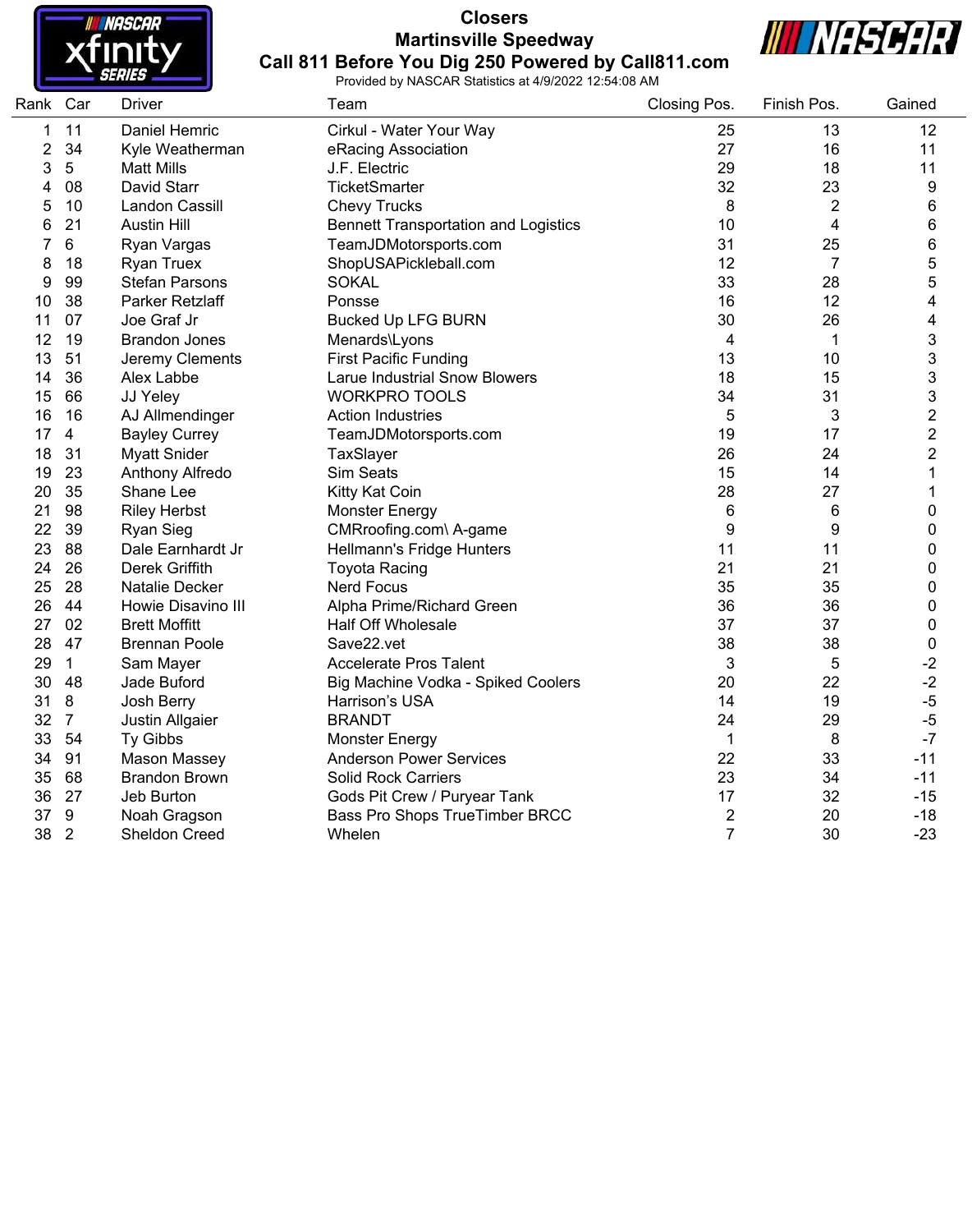# Closers

## Martinsville Speedway

## Call 811 Before You Dig 250 Powered by Call811.com

Provided by NASCAR Statistics at 4/9/2022 12:54:08 AM

| Rank | Car | Driver | Team | Closing Pos. | Finish Pos. | Gained |
|---|---|---|---|---|---|---|
| 1 | 11 | Daniel Hemric | Cirkul - Water Your Way | 25 | 13 | 12 |
| 2 | 34 | Kyle Weatherman | eRacing Association | 27 | 16 | 11 |
| 3 | 5 | Matt Mills | J.F. Electric | 29 | 18 | 11 |
| 4 | 08 | David Starr | TicketSmarter | 32 | 23 | 9 |
| 5 | 10 | Landon Cassill | Chevy Trucks | 8 | 2 | 6 |
| 6 | 21 | Austin Hill | Bennett Transportation and Logistics | 10 | 4 | 6 |
| 7 | 6 | Ryan Vargas | TeamJDMotorsports.com | 31 | 25 | 6 |
| 8 | 18 | Ryan Truex | ShopUSAPickleball.com | 12 | 7 | 5 |
| 9 | 99 | Stefan Parsons | SOKAL | 33 | 28 | 5 |
| 10 | 38 | Parker Retzlaff | Ponsse | 16 | 12 | 4 |
| 11 | 07 | Joe Graf Jr | Bucked Up LFG BURN | 30 | 26 | 4 |
| 12 | 19 | Brandon Jones | Menards\Lyons | 4 | 1 | 3 |
| 13 | 51 | Jeremy Clements | First Pacific Funding | 13 | 10 | 3 |
| 14 | 36 | Alex Labbe | Larue Industrial Snow Blowers | 18 | 15 | 3 |
| 15 | 66 | JJ Yeley | WORKPRO TOOLS | 34 | 31 | 3 |
| 16 | 16 | AJ Allmendinger | Action Industries | 5 | 3 | 2 |
| 17 | 4 | Bayley Currey | TeamJDMotorsports.com | 19 | 17 | 2 |
| 18 | 31 | Myatt Snider | TaxSlayer | 26 | 24 | 2 |
| 19 | 23 | Anthony Alfredo | Sim Seats | 15 | 14 | 1 |
| 20 | 35 | Shane Lee | Kitty Kat Coin | 28 | 27 | 1 |
| 21 | 98 | Riley Herbst | Monster Energy | 6 | 6 | 0 |
| 22 | 39 | Ryan Sieg | CMRroofing.com\ A-game | 9 | 9 | 0 |
| 23 | 88 | Dale Earnhardt Jr | Hellmann's Fridge Hunters | 11 | 11 | 0 |
| 24 | 26 | Derek Griffith | Toyota Racing | 21 | 21 | 0 |
| 25 | 28 | Natalie Decker | Nerd Focus | 35 | 35 | 0 |
| 26 | 44 | Howie Disavino III | Alpha Prime/Richard Green | 36 | 36 | 0 |
| 27 | 02 | Brett Moffitt | Half Off Wholesale | 37 | 37 | 0 |
| 28 | 47 | Brennan Poole | Save22.vet | 38 | 38 | 0 |
| 29 | 1 | Sam Mayer | Accelerate Pros Talent | 3 | 5 | -2 |
| 30 | 48 | Jade Buford | Big Machine Vodka - Spiked Coolers | 20 | 22 | -2 |
| 31 | 8 | Josh Berry | Harrison's USA | 14 | 19 | -5 |
| 32 | 7 | Justin Allgaier | BRANDT | 24 | 29 | -5 |
| 33 | 54 | Ty Gibbs | Monster Energy | 1 | 8 | -7 |
| 34 | 91 | Mason Massey | Anderson Power Services | 22 | 33 | -11 |
| 35 | 68 | Brandon Brown | Solid Rock Carriers | 23 | 34 | -11 |
| 36 | 27 | Jeb Burton | Gods Pit Crew / Puryear Tank | 17 | 32 | -15 |
| 37 | 9 | Noah Gragson | Bass Pro Shops TrueTimber BRCC | 2 | 20 | -18 |
| 38 | 2 | Sheldon Creed | Whelen | 7 | 30 | -23 |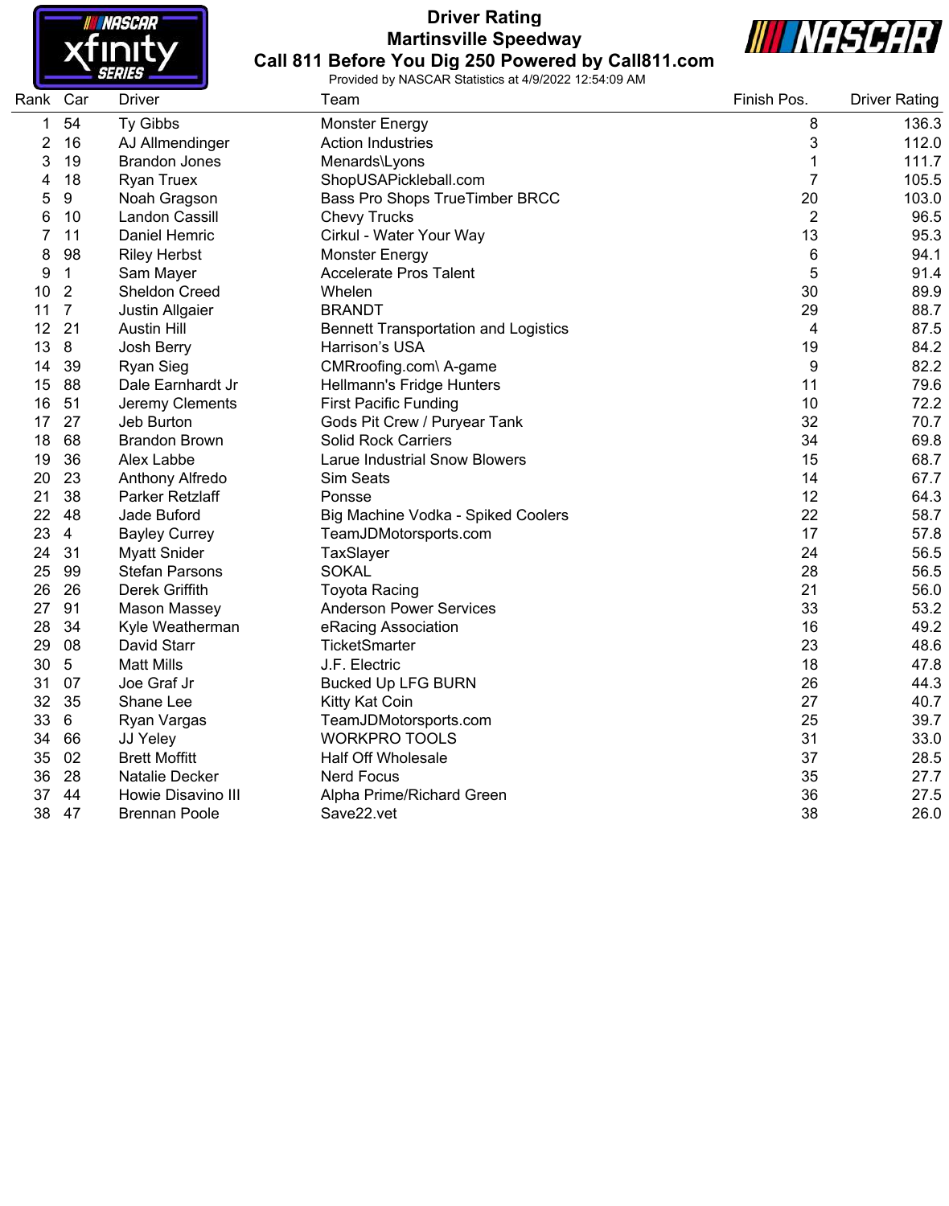# Driver Rating

## Martinsville Speedway

## Call 811 Before You Dig 250 Powered by Call811.com

Provided by NASCAR Statistics at 4/9/2022 12:54:09 AM

| Rank | Car | Driver | Team | Finish Pos. | Driver Rating |
|---|---|---|---|---|---|
| 1 | 54 | Ty Gibbs | Monster Energy | 8 | 136.3 |
| 2 | 16 | AJ Allmendinger | Action Industries | 3 | 112.0 |
| 3 | 19 | Brandon Jones | Menards\Lyons | 1 | 111.7 |
| 4 | 18 | Ryan Truex | ShopUSAPickleball.com | 7 | 105.5 |
| 5 | 9 | Noah Gragson | Bass Pro Shops TrueTimber BRCC | 20 | 103.0 |
| 6 | 10 | Landon Cassill | Chevy Trucks | 2 | 96.5 |
| 7 | 11 | Daniel Hemric | Cirkul - Water Your Way | 13 | 95.3 |
| 8 | 98 | Riley Herbst | Monster Energy | 6 | 94.1 |
| 9 | 1 | Sam Mayer | Accelerate Pros Talent | 5 | 91.4 |
| 10 | 2 | Sheldon Creed | Whelen | 30 | 89.9 |
| 11 | 7 | Justin Allgaier | BRANDT | 29 | 88.7 |
| 12 | 21 | Austin Hill | Bennett Transportation and Logistics | 4 | 87.5 |
| 13 | 8 | Josh Berry | Harrison's USA | 19 | 84.2 |
| 14 | 39 | Ryan Sieg | CMRroofing.com\ A-game | 9 | 82.2 |
| 15 | 88 | Dale Earnhardt Jr | Hellmann's Fridge Hunters | 11 | 79.6 |
| 16 | 51 | Jeremy Clements | First Pacific Funding | 10 | 72.2 |
| 17 | 27 | Jeb Burton | Gods Pit Crew / Puryear Tank | 32 | 70.7 |
| 18 | 68 | Brandon Brown | Solid Rock Carriers | 34 | 69.8 |
| 19 | 36 | Alex Labbe | Larue Industrial Snow Blowers | 15 | 68.7 |
| 20 | 23 | Anthony Alfredo | Sim Seats | 14 | 67.7 |
| 21 | 38 | Parker Retzlaff | Ponsse | 12 | 64.3 |
| 22 | 48 | Jade Buford | Big Machine Vodka - Spiked Coolers | 22 | 58.7 |
| 23 | 4 | Bayley Currey | TeamJDMotorsports.com | 17 | 57.8 |
| 24 | 31 | Myatt Snider | TaxSlayer | 24 | 56.5 |
| 25 | 99 | Stefan Parsons | SOKAL | 28 | 56.5 |
| 26 | 26 | Derek Griffith | Toyota Racing | 21 | 56.0 |
| 27 | 91 | Mason Massey | Anderson Power Services | 33 | 53.2 |
| 28 | 34 | Kyle Weatherman | eRacing Association | 16 | 49.2 |
| 29 | 08 | David Starr | TicketSmarter | 23 | 48.6 |
| 30 | 5 | Matt Mills | J.F. Electric | 18 | 47.8 |
| 31 | 07 | Joe Graf Jr | Bucked Up LFG BURN | 26 | 44.3 |
| 32 | 35 | Shane Lee | Kitty Kat Coin | 27 | 40.7 |
| 33 | 6 | Ryan Vargas | TeamJDMotorsports.com | 25 | 39.7 |
| 34 | 66 | JJ Yeley | WORKPRO TOOLS | 31 | 33.0 |
| 35 | 02 | Brett Moffitt | Half Off Wholesale | 37 | 28.5 |
| 36 | 28 | Natalie Decker | Nerd Focus | 35 | 27.7 |
| 37 | 44 | Howie Disavino III | Alpha Prime/Richard Green | 36 | 27.5 |
| 38 | 47 | Brennan Poole | Save22.vet | 38 | 26.0 |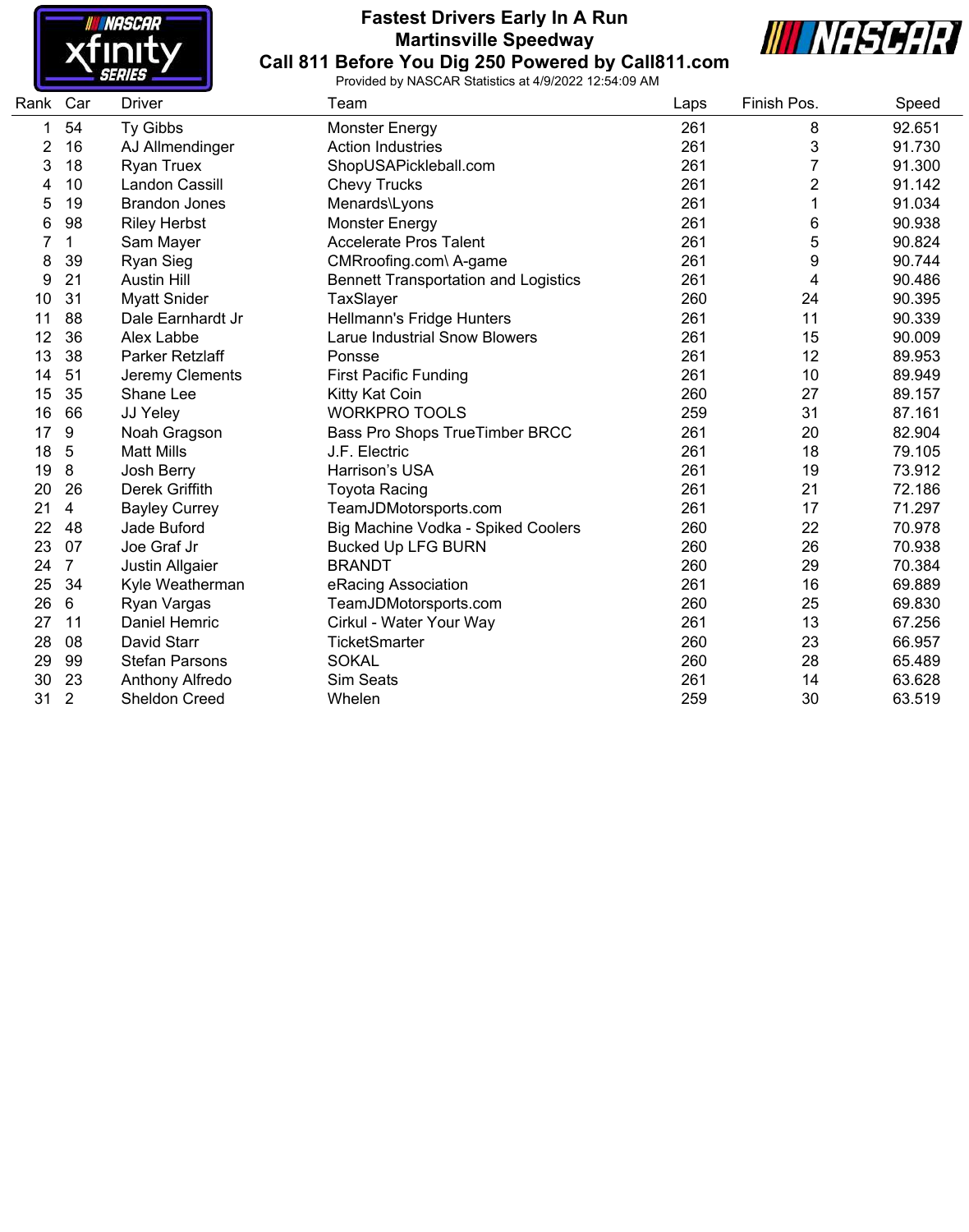# Fastest Drivers Early In A Run
## Martinsville Speedway
## Call 811 Before You Dig 250 Powered by Call811.com

Provided by NASCAR Statistics at 4/9/2022 12:54:09 AM

| Rank | Car | Driver | Team | Laps | Finish Pos. | Speed |
|---|---|---|---|---|---|---|
| 1 | 54 | Ty Gibbs | Monster Energy | 261 | 8 | 92.651 |
| 2 | 16 | AJ Allmendinger | Action Industries | 261 | 3 | 91.730 |
| 3 | 18 | Ryan Truex | ShopUSAPickleball.com | 261 | 7 | 91.300 |
| 4 | 10 | Landon Cassill | Chevy Trucks | 261 | 2 | 91.142 |
| 5 | 19 | Brandon Jones | Menards\Lyons | 261 | 1 | 91.034 |
| 6 | 98 | Riley Herbst | Monster Energy | 261 | 6 | 90.938 |
| 7 | 1 | Sam Mayer | Accelerate Pros Talent | 261 | 5 | 90.824 |
| 8 | 39 | Ryan Sieg | CMRroofing.com\ A-game | 261 | 9 | 90.744 |
| 9 | 21 | Austin Hill | Bennett Transportation and Logistics | 261 | 4 | 90.486 |
| 10 | 31 | Myatt Snider | TaxSlayer | 260 | 24 | 90.395 |
| 11 | 88 | Dale Earnhardt Jr | Hellmann's Fridge Hunters | 261 | 11 | 90.339 |
| 12 | 36 | Alex Labbe | Larue Industrial Snow Blowers | 261 | 15 | 90.009 |
| 13 | 38 | Parker Retzlaff | Ponsse | 261 | 12 | 89.953 |
| 14 | 51 | Jeremy Clements | First Pacific Funding | 261 | 10 | 89.949 |
| 15 | 35 | Shane Lee | Kitty Kat Coin | 260 | 27 | 89.157 |
| 16 | 66 | JJ Yeley | WORKPRO TOOLS | 259 | 31 | 87.161 |
| 17 | 9 | Noah Gragson | Bass Pro Shops TrueTimber BRCC | 261 | 20 | 82.904 |
| 18 | 5 | Matt Mills | J.F. Electric | 261 | 18 | 79.105 |
| 19 | 8 | Josh Berry | Harrison's USA | 261 | 19 | 73.912 |
| 20 | 26 | Derek Griffith | Toyota Racing | 261 | 21 | 72.186 |
| 21 | 4 | Bayley Currey | TeamJDMotorsports.com | 261 | 17 | 71.297 |
| 22 | 48 | Jade Buford | Big Machine Vodka - Spiked Coolers | 260 | 22 | 70.978 |
| 23 | 07 | Joe Graf Jr | Bucked Up LFG BURN | 260 | 26 | 70.938 |
| 24 | 7 | Justin Allgaier | BRANDT | 260 | 29 | 70.384 |
| 25 | 34 | Kyle Weatherman | eRacing Association | 261 | 16 | 69.889 |
| 26 | 6 | Ryan Vargas | TeamJDMotorsports.com | 260 | 25 | 69.830 |
| 27 | 11 | Daniel Hemric | Cirkul - Water Your Way | 261 | 13 | 67.256 |
| 28 | 08 | David Starr | TicketSmarter | 260 | 23 | 66.957 |
| 29 | 99 | Stefan Parsons | SOKAL | 260 | 28 | 65.489 |
| 30 | 23 | Anthony Alfredo | Sim Seats | 261 | 14 | 63.628 |
| 31 | 2 | Sheldon Creed | Whelen | 259 | 30 | 63.519 |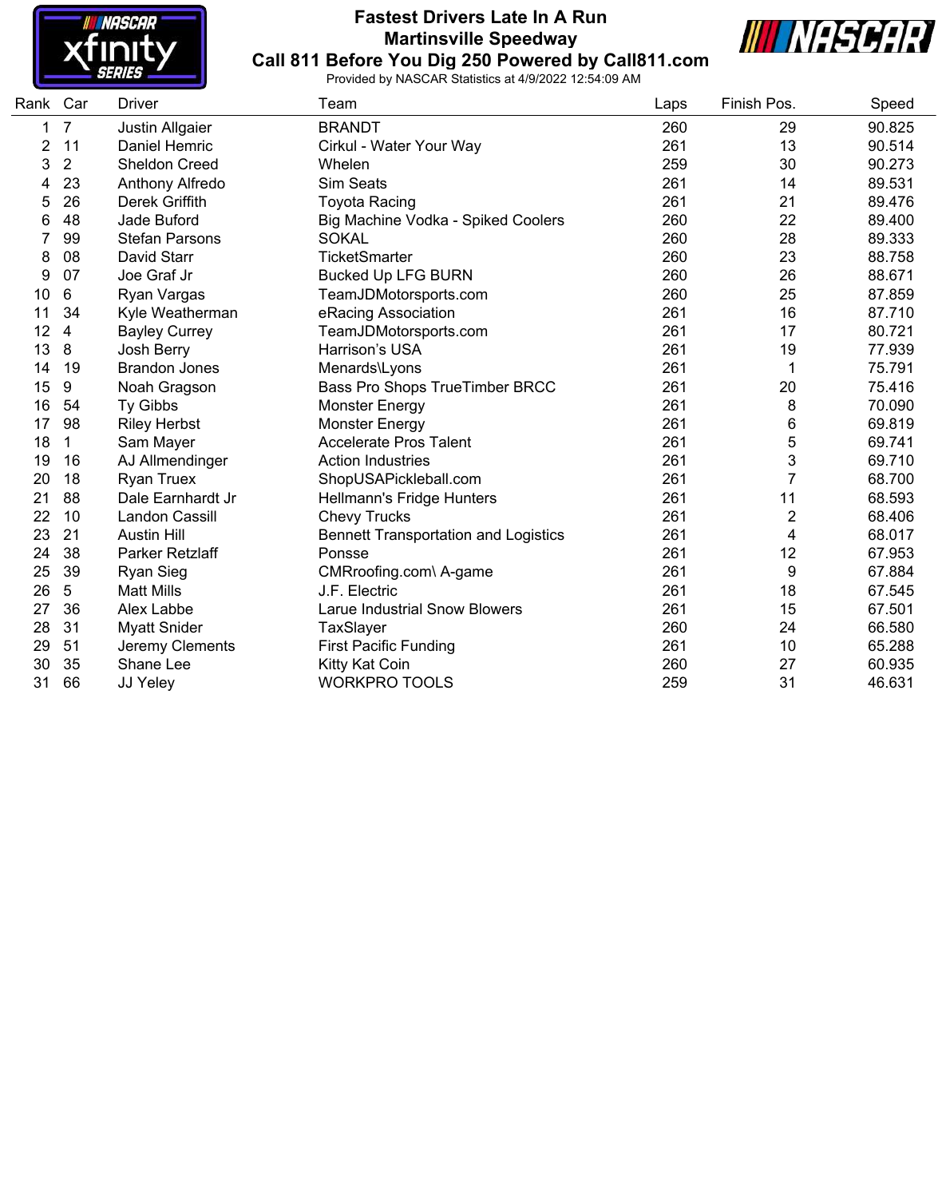# Fastest Drivers Late In A Run

## Martinsville Speedway

## Call 811 Before You Dig 250 Powered by Call811.com

Provided by NASCAR Statistics at 4/9/2022 12:54:09 AM

| Rank | Car | Driver | Team | Laps | Finish Pos. | Speed |
|---|---|---|---|---|---|---|
| 1 | 7 | Justin Allgaier | BRANDT | 260 | 29 | 90.825 |
| 2 | 11 | Daniel Hemric | Cirkul - Water Your Way | 261 | 13 | 90.514 |
| 3 | 2 | Sheldon Creed | Whelen | 259 | 30 | 90.273 |
| 4 | 23 | Anthony Alfredo | Sim Seats | 261 | 14 | 89.531 |
| 5 | 26 | Derek Griffith | Toyota Racing | 261 | 21 | 89.476 |
| 6 | 48 | Jade Buford | Big Machine Vodka - Spiked Coolers | 260 | 22 | 89.400 |
| 7 | 99 | Stefan Parsons | SOKAL | 260 | 28 | 89.333 |
| 8 | 08 | David Starr | TicketSmarter | 260 | 23 | 88.758 |
| 9 | 07 | Joe Graf Jr | Bucked Up LFG BURN | 260 | 26 | 88.671 |
| 10 | 6 | Ryan Vargas | TeamJDMotorsports.com | 260 | 25 | 87.859 |
| 11 | 34 | Kyle Weatherman | eRacing Association | 261 | 16 | 87.710 |
| 12 | 4 | Bayley Currey | TeamJDMotorsports.com | 261 | 17 | 80.721 |
| 13 | 8 | Josh Berry | Harrison's USA | 261 | 19 | 77.939 |
| 14 | 19 | Brandon Jones | Menards\Lyons | 261 | 1 | 75.791 |
| 15 | 9 | Noah Gragson | Bass Pro Shops TrueTimber BRCC | 261 | 20 | 75.416 |
| 16 | 54 | Ty Gibbs | Monster Energy | 261 | 8 | 70.090 |
| 17 | 98 | Riley Herbst | Monster Energy | 261 | 6 | 69.819 |
| 18 | 1 | Sam Mayer | Accelerate Pros Talent | 261 | 5 | 69.741 |
| 19 | 16 | AJ Allmendinger | Action Industries | 261 | 3 | 69.710 |
| 20 | 18 | Ryan Truex | ShopUSAPickleball.com | 261 | 7 | 68.700 |
| 21 | 88 | Dale Earnhardt Jr | Hellmann's Fridge Hunters | 261 | 11 | 68.593 |
| 22 | 10 | Landon Cassill | Chevy Trucks | 261 | 2 | 68.406 |
| 23 | 21 | Austin Hill | Bennett Transportation and Logistics | 261 | 4 | 68.017 |
| 24 | 38 | Parker Retzlaff | Ponsse | 261 | 12 | 67.953 |
| 25 | 39 | Ryan Sieg | CMRroofing.com\ A-game | 261 | 9 | 67.884 |
| 26 | 5 | Matt Mills | J.F. Electric | 261 | 18 | 67.545 |
| 27 | 36 | Alex Labbe | Larue Industrial Snow Blowers | 261 | 15 | 67.501 |
| 28 | 31 | Myatt Snider | TaxSlayer | 260 | 24 | 66.580 |
| 29 | 51 | Jeremy Clements | First Pacific Funding | 261 | 10 | 65.288 |
| 30 | 35 | Shane Lee | Kitty Kat Coin | 260 | 27 | 60.935 |
| 31 | 66 | JJ Yeley | WORKPRO TOOLS | 259 | 31 | 46.631 |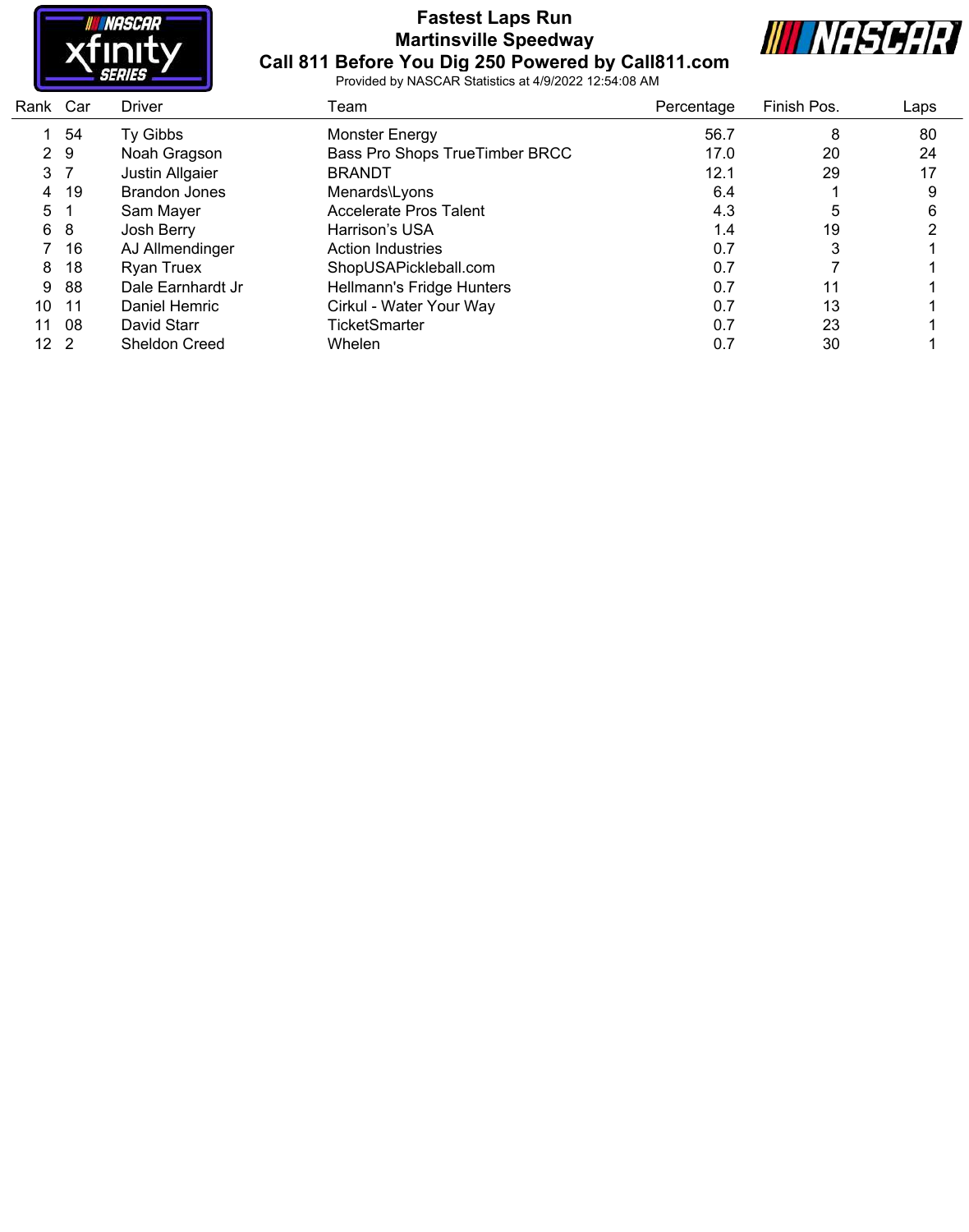# Fastest Laps Run

## Martinsville Speedway

## Call 811 Before You Dig 250 Powered by Call811.com

Provided by NASCAR Statistics at 4/9/2022 12:54:08 AM

| Rank | Car | Driver | Team | Percentage | Finish Pos. | Laps |
|---|---|---|---|---|---|---|
| 1 | 54 | Ty Gibbs | Monster Energy | 56.7 | 8 | 80 |
| 2 | 9 | Noah Gragson | Bass Pro Shops TrueTimber BRCC | 17.0 | 20 | 24 |
| 3 | 7 | Justin Allgaier | BRANDT | 12.1 | 29 | 17 |
| 4 | 19 | Brandon Jones | Menards\Lyons | 6.4 | 1 | 9 |
| 5 | 1 | Sam Mayer | Accelerate Pros Talent | 4.3 | 5 | 6 |
| 6 | 8 | Josh Berry | Harrison's USA | 1.4 | 19 | 2 |
| 7 | 16 | AJ Allmendinger | Action Industries | 0.7 | 3 | 1 |
| 8 | 18 | Ryan Truex | ShopUSAPickleball.com | 0.7 | 7 | 1 |
| 9 | 88 | Dale Earnhardt Jr | Hellmann's Fridge Hunters | 0.7 | 11 | 1 |
| 10 | 11 | Daniel Hemric | Cirkul - Water Your Way | 0.7 | 13 | 1 |
| 11 | 08 | David Starr | TicketSmarter | 0.7 | 23 | 1 |
| 12 | 2 | Sheldon Creed | Whelen | 0.7 | 30 | 1 |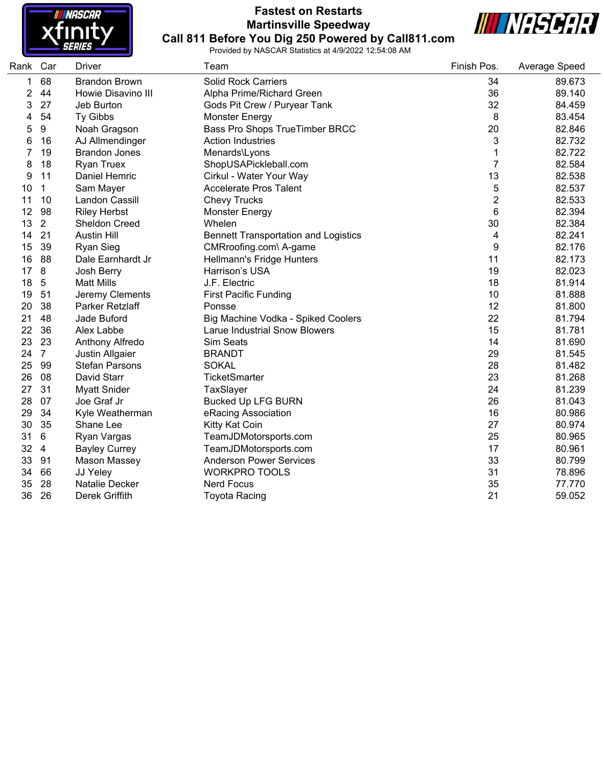# Fastest on Restarts
## Martinsville Speedway
## Call 811 Before You Dig 250 Powered by Call811.com

Provided by NASCAR Statistics at 4/9/2022 12:54:08 AM

| Rank | Car | Driver | Team | Finish Pos. | Average Speed |
|---|---|---|---|---|---|
| 1 | 68 | Brandon Brown | Solid Rock Carriers | 34 | 89.673 |
| 2 | 44 | Howie Disavino III | Alpha Prime/Richard Green | 36 | 89.140 |
| 3 | 27 | Jeb Burton | Gods Pit Crew / Puryear Tank | 32 | 84.459 |
| 4 | 54 | Ty Gibbs | Monster Energy | 8 | 83.454 |
| 5 | 9 | Noah Gragson | Bass Pro Shops TrueTimber BRCC | 20 | 82.846 |
| 6 | 16 | AJ Allmendinger | Action Industries | 3 | 82.732 |
| 7 | 19 | Brandon Jones | Menards\Lyons | 1 | 82.722 |
| 8 | 18 | Ryan Truex | ShopUSAPickleball.com | 7 | 82.584 |
| 9 | 11 | Daniel Hemric | Cirkul - Water Your Way | 13 | 82.538 |
| 10 | 1 | Sam Mayer | Accelerate Pros Talent | 5 | 82.537 |
| 11 | 10 | Landon Cassill | Chevy Trucks | 2 | 82.533 |
| 12 | 98 | Riley Herbst | Monster Energy | 6 | 82.394 |
| 13 | 2 | Sheldon Creed | Whelen | 30 | 82.384 |
| 14 | 21 | Austin Hill | Bennett Transportation and Logistics | 4 | 82.241 |
| 15 | 39 | Ryan Sieg | CMRroofing.com\ A-game | 9 | 82.176 |
| 16 | 88 | Dale Earnhardt Jr | Hellmann's Fridge Hunters | 11 | 82.173 |
| 17 | 8 | Josh Berry | Harrison's USA | 19 | 82.023 |
| 18 | 5 | Matt Mills | J.F. Electric | 18 | 81.914 |
| 19 | 51 | Jeremy Clements | First Pacific Funding | 10 | 81.888 |
| 20 | 38 | Parker Retzlaff | Ponsse | 12 | 81.800 |
| 21 | 48 | Jade Buford | Big Machine Vodka - Spiked Coolers | 22 | 81.794 |
| 22 | 36 | Alex Labbe | Larue Industrial Snow Blowers | 15 | 81.781 |
| 23 | 23 | Anthony Alfredo | Sim Seats | 14 | 81.690 |
| 24 | 7 | Justin Allgaier | BRANDT | 29 | 81.545 |
| 25 | 99 | Stefan Parsons | SOKAL | 28 | 81.482 |
| 26 | 08 | David Starr | TicketSmarter | 23 | 81.268 |
| 27 | 31 | Myatt Snider | TaxSlayer | 24 | 81.239 |
| 28 | 07 | Joe Graf Jr | Bucked Up LFG BURN | 26 | 81.043 |
| 29 | 34 | Kyle Weatherman | eRacing Association | 16 | 80.986 |
| 30 | 35 | Shane Lee | Kitty Kat Coin | 27 | 80.974 |
| 31 | 6 | Ryan Vargas | TeamJDMotorsports.com | 25 | 80.965 |
| 32 | 4 | Bayley Currey | TeamJDMotorsports.com | 17 | 80.961 |
| 33 | 91 | Mason Massey | Anderson Power Services | 33 | 80.799 |
| 34 | 66 | JJ Yeley | WORKPRO TOOLS | 31 | 78.896 |
| 35 | 28 | Natalie Decker | Nerd Focus | 35 | 77.770 |
| 36 | 26 | Derek Griffith | Toyota Racing | 21 | 59.052 |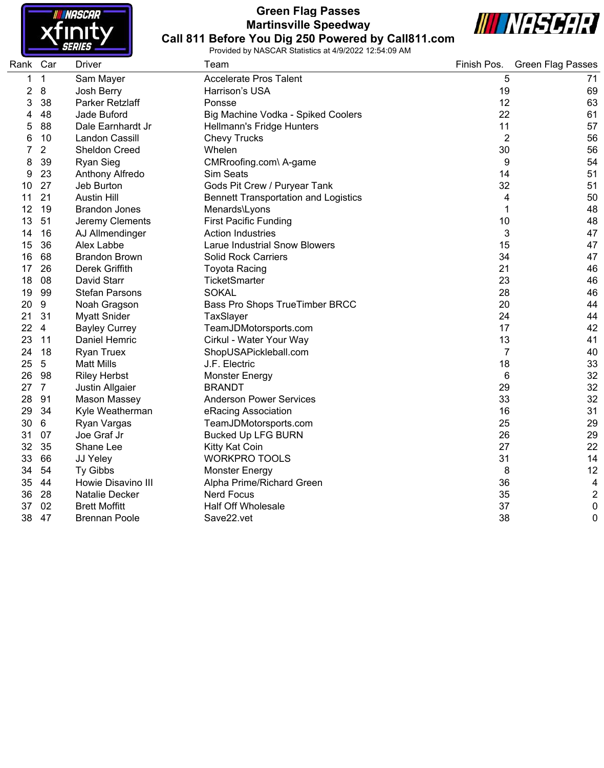# Green Flag Passes
## Martinsville Speedway
## Call 811 Before You Dig 250 Powered by Call811.com

Provided by NASCAR Statistics at 4/9/2022 12:54:09 AM

| Rank | Car | Driver | Team | Finish Pos. | Green Flag Passes |
|---|---|---|---|---|---|
| 1 | 1 | Sam Mayer | Accelerate Pros Talent | 5 | 71 |
| 2 | 8 | Josh Berry | Harrison's USA | 19 | 69 |
| 3 | 38 | Parker Retzlaff | Ponsse | 12 | 63 |
| 4 | 48 | Jade Buford | Big Machine Vodka - Spiked Coolers | 22 | 61 |
| 5 | 88 | Dale Earnhardt Jr | Hellmann's Fridge Hunters | 11 | 57 |
| 6 | 10 | Landon Cassill | Chevy Trucks | 2 | 56 |
| 7 | 2 | Sheldon Creed | Whelen | 30 | 56 |
| 8 | 39 | Ryan Sieg | CMRroofing.com\ A-game | 9 | 54 |
| 9 | 23 | Anthony Alfredo | Sim Seats | 14 | 51 |
| 10 | 27 | Jeb Burton | Gods Pit Crew / Puryear Tank | 32 | 51 |
| 11 | 21 | Austin Hill | Bennett Transportation and Logistics | 4 | 50 |
| 12 | 19 | Brandon Jones | Menards\Lyons | 1 | 48 |
| 13 | 51 | Jeremy Clements | First Pacific Funding | 10 | 48 |
| 14 | 16 | AJ Allmendinger | Action Industries | 3 | 47 |
| 15 | 36 | Alex Labbe | Larue Industrial Snow Blowers | 15 | 47 |
| 16 | 68 | Brandon Brown | Solid Rock Carriers | 34 | 47 |
| 17 | 26 | Derek Griffith | Toyota Racing | 21 | 46 |
| 18 | 08 | David Starr | TicketSmarter | 23 | 46 |
| 19 | 99 | Stefan Parsons | SOKAL | 28 | 46 |
| 20 | 9 | Noah Gragson | Bass Pro Shops TrueTimber BRCC | 20 | 44 |
| 21 | 31 | Myatt Snider | TaxSlayer | 24 | 44 |
| 22 | 4 | Bayley Currey | TeamJDMotorsports.com | 17 | 42 |
| 23 | 11 | Daniel Hemric | Cirkul - Water Your Way | 13 | 41 |
| 24 | 18 | Ryan Truex | ShopUSAPickleball.com | 7 | 40 |
| 25 | 5 | Matt Mills | J.F. Electric | 18 | 33 |
| 26 | 98 | Riley Herbst | Monster Energy | 6 | 32 |
| 27 | 7 | Justin Allgaier | BRANDT | 29 | 32 |
| 28 | 91 | Mason Massey | Anderson Power Services | 33 | 32 |
| 29 | 34 | Kyle Weatherman | eRacing Association | 16 | 31 |
| 30 | 6 | Ryan Vargas | TeamJDMotorsports.com | 25 | 29 |
| 31 | 07 | Joe Graf Jr | Bucked Up LFG BURN | 26 | 29 |
| 32 | 35 | Shane Lee | Kitty Kat Coin | 27 | 22 |
| 33 | 66 | JJ Yeley | WORKPRO TOOLS | 31 | 14 |
| 34 | 54 | Ty Gibbs | Monster Energy | 8 | 12 |
| 35 | 44 | Howie Disavino III | Alpha Prime/Richard Green | 36 | 4 |
| 36 | 28 | Natalie Decker | Nerd Focus | 35 | 2 |
| 37 | 02 | Brett Moffitt | Half Off Wholesale | 37 | 0 |
| 38 | 47 | Brennan Poole | Save22.vet | 38 | 0 |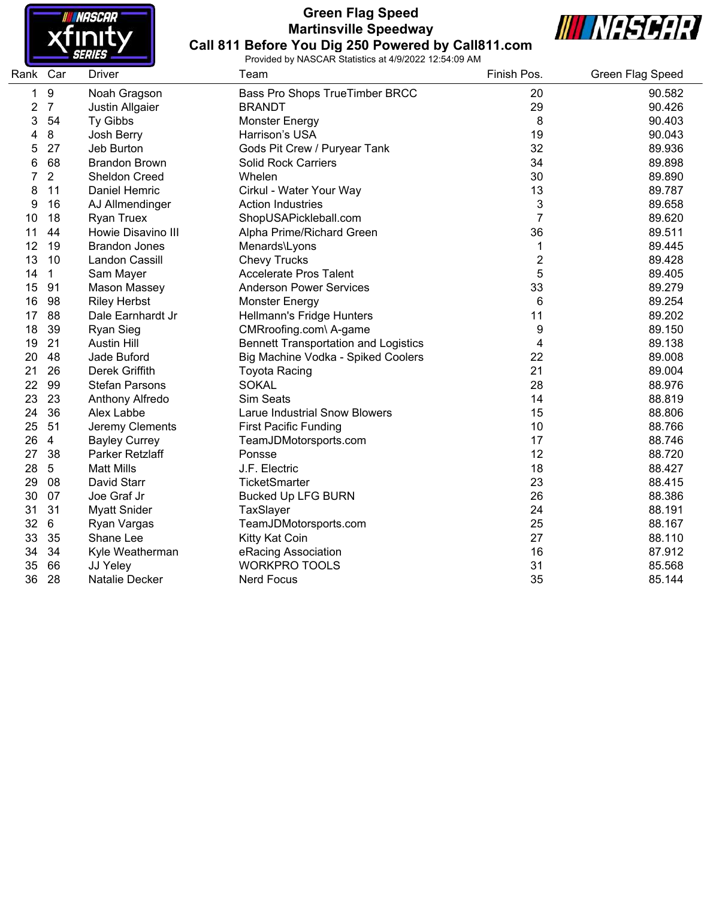# Green Flag Speed
## Martinsville Speedway
## Call 811 Before You Dig 250 Powered by Call811.com

Provided by NASCAR Statistics at 4/9/2022 12:54:09 AM

| Rank | Car | Driver | Team | Finish Pos. | Green Flag Speed |
|---|---|---|---|---|---|
| 1 | 9 | Noah Gragson | Bass Pro Shops TrueTimber BRCC | 20 | 90.582 |
| 2 | 7 | Justin Allgaier | BRANDT | 29 | 90.426 |
| 3 | 54 | Ty Gibbs | Monster Energy | 8 | 90.403 |
| 4 | 8 | Josh Berry | Harrison's USA | 19 | 90.043 |
| 5 | 27 | Jeb Burton | Gods Pit Crew / Puryear Tank | 32 | 89.936 |
| 6 | 68 | Brandon Brown | Solid Rock Carriers | 34 | 89.898 |
| 7 | 2 | Sheldon Creed | Whelen | 30 | 89.890 |
| 8 | 11 | Daniel Hemric | Cirkul - Water Your Way | 13 | 89.787 |
| 9 | 16 | AJ Allmendinger | Action Industries | 3 | 89.658 |
| 10 | 18 | Ryan Truex | ShopUSAPickleball.com | 7 | 89.620 |
| 11 | 44 | Howie Disavino III | Alpha Prime/Richard Green | 36 | 89.511 |
| 12 | 19 | Brandon Jones | Menards\Lyons | 1 | 89.445 |
| 13 | 10 | Landon Cassill | Chevy Trucks | 2 | 89.428 |
| 14 | 1 | Sam Mayer | Accelerate Pros Talent | 5 | 89.405 |
| 15 | 91 | Mason Massey | Anderson Power Services | 33 | 89.279 |
| 16 | 98 | Riley Herbst | Monster Energy | 6 | 89.254 |
| 17 | 88 | Dale Earnhardt Jr | Hellmann's Fridge Hunters | 11 | 89.202 |
| 18 | 39 | Ryan Sieg | CMRroofing.com\ A-game | 9 | 89.150 |
| 19 | 21 | Austin Hill | Bennett Transportation and Logistics | 4 | 89.138 |
| 20 | 48 | Jade Buford | Big Machine Vodka - Spiked Coolers | 22 | 89.008 |
| 21 | 26 | Derek Griffith | Toyota Racing | 21 | 89.004 |
| 22 | 99 | Stefan Parsons | SOKAL | 28 | 88.976 |
| 23 | 23 | Anthony Alfredo | Sim Seats | 14 | 88.819 |
| 24 | 36 | Alex Labbe | Larue Industrial Snow Blowers | 15 | 88.806 |
| 25 | 51 | Jeremy Clements | First Pacific Funding | 10 | 88.766 |
| 26 | 4 | Bayley Currey | TeamJDMotorsports.com | 17 | 88.746 |
| 27 | 38 | Parker Retzlaff | Ponsse | 12 | 88.720 |
| 28 | 5 | Matt Mills | J.F. Electric | 18 | 88.427 |
| 29 | 08 | David Starr | TicketSmarter | 23 | 88.415 |
| 30 | 07 | Joe Graf Jr | Bucked Up LFG BURN | 26 | 88.386 |
| 31 | 31 | Myatt Snider | TaxSlayer | 24 | 88.191 |
| 32 | 6 | Ryan Vargas | TeamJDMotorsports.com | 25 | 88.167 |
| 33 | 35 | Shane Lee | Kitty Kat Coin | 27 | 88.110 |
| 34 | 34 | Kyle Weatherman | eRacing Association | 16 | 87.912 |
| 35 | 66 | JJ Yeley | WORKPRO TOOLS | 31 | 85.568 |
| 36 | 28 | Natalie Decker | Nerd Focus | 35 | 85.144 |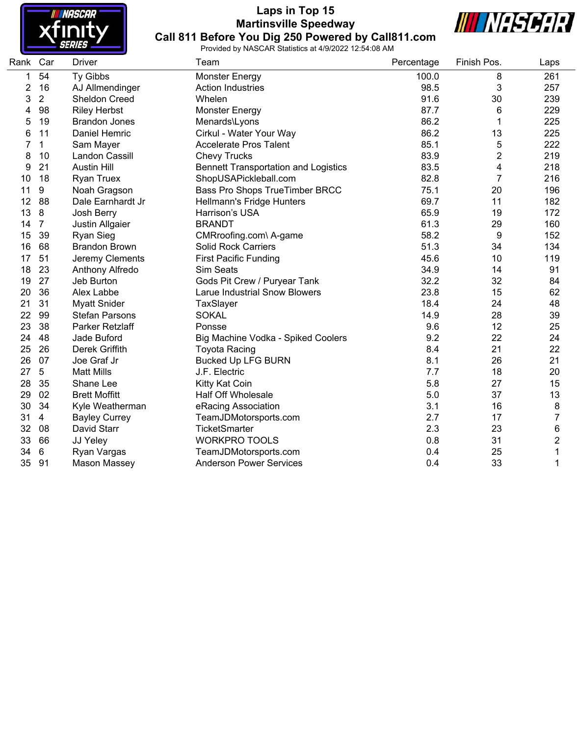# Laps in Top 15

## Martinsville Speedway

## Call 811 Before You Dig 250 Powered by Call811.com

Provided by NASCAR Statistics at 4/9/2022 12:54:08 AM

| Rank | Car | Driver | Team | Percentage | Finish Pos. | Laps |
|---|---|---|---|---|---|---|
| 1 | 54 | Ty Gibbs | Monster Energy | 100.0 | 8 | 261 |
| 2 | 16 | AJ Allmendinger | Action Industries | 98.5 | 3 | 257 |
| 3 | 2 | Sheldon Creed | Whelen | 91.6 | 30 | 239 |
| 4 | 98 | Riley Herbst | Monster Energy | 87.7 | 6 | 229 |
| 5 | 19 | Brandon Jones | Menards\Lyons | 86.2 | 1 | 225 |
| 6 | 11 | Daniel Hemric | Cirkul - Water Your Way | 86.2 | 13 | 225 |
| 7 | 1 | Sam Mayer | Accelerate Pros Talent | 85.1 | 5 | 222 |
| 8 | 10 | Landon Cassill | Chevy Trucks | 83.9 | 2 | 219 |
| 9 | 21 | Austin Hill | Bennett Transportation and Logistics | 83.5 | 4 | 218 |
| 10 | 18 | Ryan Truex | ShopUSAPickleball.com | 82.8 | 7 | 216 |
| 11 | 9 | Noah Gragson | Bass Pro Shops TrueTimber BRCC | 75.1 | 20 | 196 |
| 12 | 88 | Dale Earnhardt Jr | Hellmann's Fridge Hunters | 69.7 | 11 | 182 |
| 13 | 8 | Josh Berry | Harrison's USA | 65.9 | 19 | 172 |
| 14 | 7 | Justin Allgaier | BRANDT | 61.3 | 29 | 160 |
| 15 | 39 | Ryan Sieg | CMRroofing.com\ A-game | 58.2 | 9 | 152 |
| 16 | 68 | Brandon Brown | Solid Rock Carriers | 51.3 | 34 | 134 |
| 17 | 51 | Jeremy Clements | First Pacific Funding | 45.6 | 10 | 119 |
| 18 | 23 | Anthony Alfredo | Sim Seats | 34.9 | 14 | 91 |
| 19 | 27 | Jeb Burton | Gods Pit Crew / Puryear Tank | 32.2 | 32 | 84 |
| 20 | 36 | Alex Labbe | Larue Industrial Snow Blowers | 23.8 | 15 | 62 |
| 21 | 31 | Myatt Snider | TaxSlayer | 18.4 | 24 | 48 |
| 22 | 99 | Stefan Parsons | SOKAL | 14.9 | 28 | 39 |
| 23 | 38 | Parker Retzlaff | Ponsse | 9.6 | 12 | 25 |
| 24 | 48 | Jade Buford | Big Machine Vodka - Spiked Coolers | 9.2 | 22 | 24 |
| 25 | 26 | Derek Griffith | Toyota Racing | 8.4 | 21 | 22 |
| 26 | 07 | Joe Graf Jr | Bucked Up LFG BURN | 8.1 | 26 | 21 |
| 27 | 5 | Matt Mills | J.F. Electric | 7.7 | 18 | 20 |
| 28 | 35 | Shane Lee | Kitty Kat Coin | 5.8 | 27 | 15 |
| 29 | 02 | Brett Moffitt | Half Off Wholesale | 5.0 | 37 | 13 |
| 30 | 34 | Kyle Weatherman | eRacing Association | 3.1 | 16 | 8 |
| 31 | 4 | Bayley Currey | TeamJDMotorsports.com | 2.7 | 17 | 7 |
| 32 | 08 | David Starr | TicketSmarter | 2.3 | 23 | 6 |
| 33 | 66 | JJ Yeley | WORKPRO TOOLS | 0.8 | 31 | 2 |
| 34 | 6 | Ryan Vargas | TeamJDMotorsports.com | 0.4 | 25 | 1 |
| 35 | 91 | Mason Massey | Anderson Power Services | 0.4 | 33 | 1 |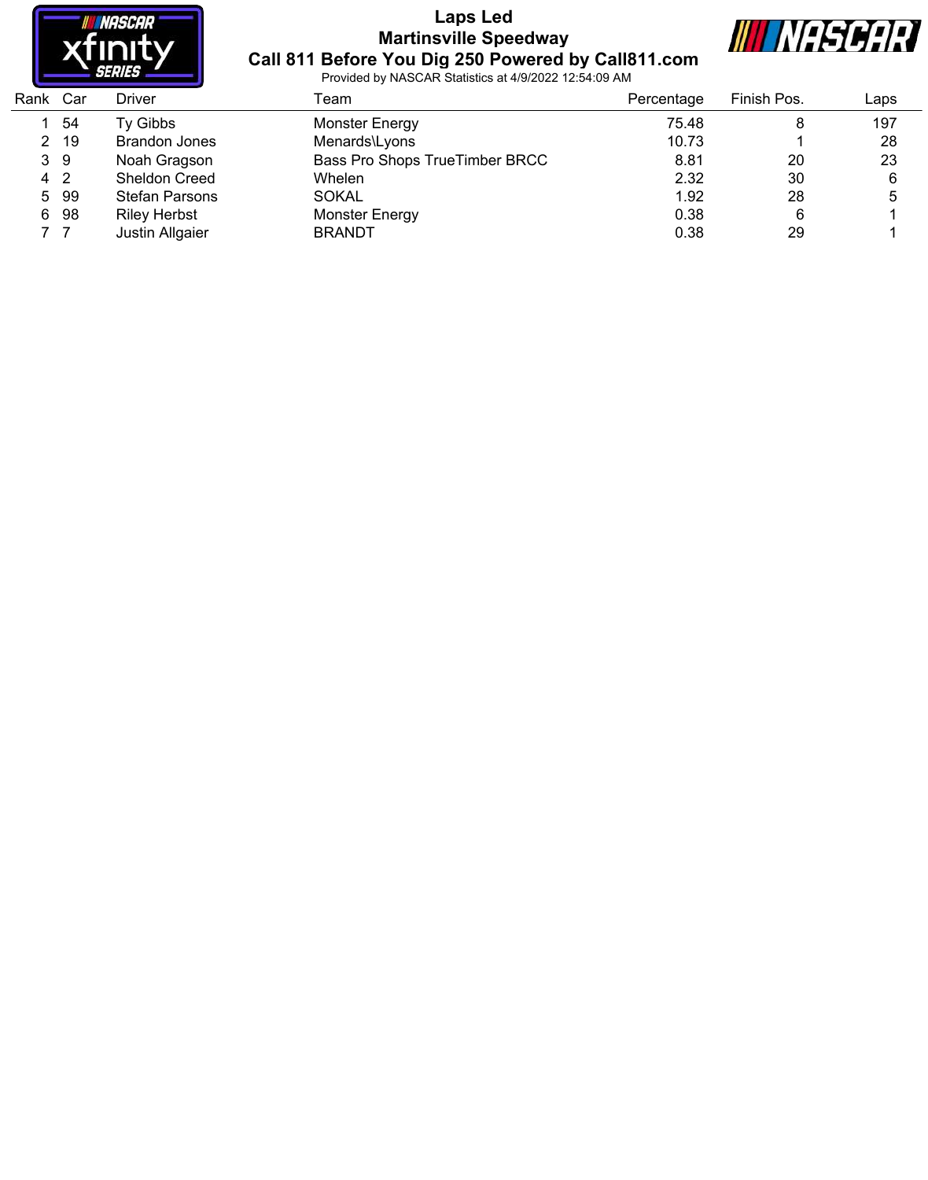# Laps Led

## Martinsville Speedway

## Call 811 Before You Dig 250 Powered by Call811.com

Provided by NASCAR Statistics at 4/9/2022 12:54:09 AM

| Rank | Car | Driver | Team | Percentage | Finish Pos. | Laps |
|---|---|---|---|---|---|---|
| 1 | 54 | Ty Gibbs | Monster Energy | 75.48 | 8 | 197 |
| 2 | 19 | Brandon Jones | Menards\Lyons | 10.73 | 1 | 28 |
| 3 | 9 | Noah Gragson | Bass Pro Shops TrueTimber BRCC | 8.81 | 20 | 23 |
| 4 | 2 | Sheldon Creed | Whelen | 2.32 | 30 | 6 |
| 5 | 99 | Stefan Parsons | SOKAL | 1.92 | 28 | 5 |
| 6 | 98 | Riley Herbst | Monster Energy | 0.38 | 6 | 1 |
| 7 | 7 | Justin Allgaier | BRANDT | 0.38 | 29 | 1 |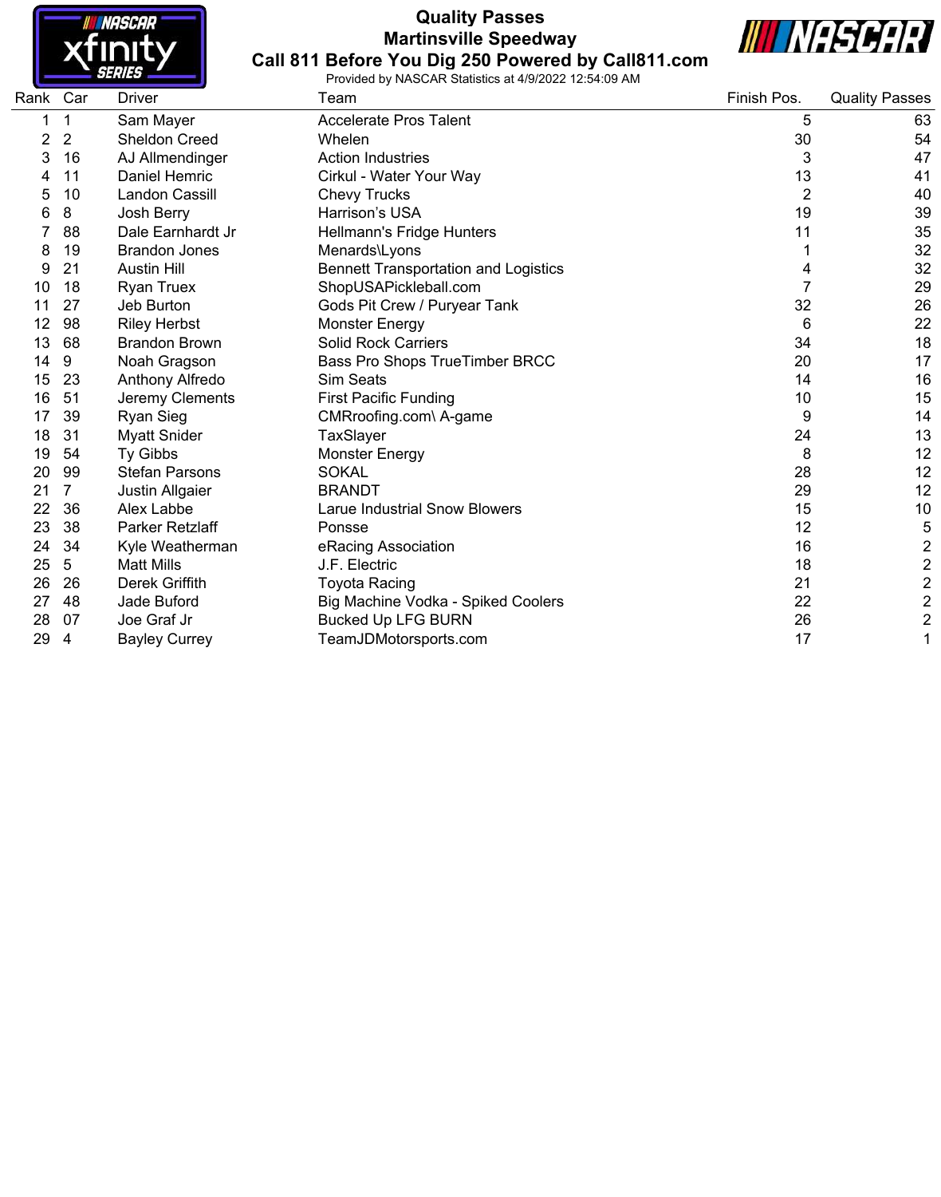# Quality Passes
## Martinsville Speedway
## Call 811 Before You Dig 250 Powered by Call811.com

Provided by NASCAR Statistics at 4/9/2022 12:54:09 AM

| Rank | Car | Driver | Team | Finish Pos. | Quality Passes |
|---|---|---|---|---|---|
| 1 | 1 | Sam Mayer | Accelerate Pros Talent | 5 | 63 |
| 2 | 2 | Sheldon Creed | Whelen | 30 | 54 |
| 3 | 16 | AJ Allmendinger | Action Industries | 3 | 47 |
| 4 | 11 | Daniel Hemric | Cirkul - Water Your Way | 13 | 41 |
| 5 | 10 | Landon Cassill | Chevy Trucks | 2 | 40 |
| 6 | 8 | Josh Berry | Harrison's USA | 19 | 39 |
| 7 | 88 | Dale Earnhardt Jr | Hellmann's Fridge Hunters | 11 | 35 |
| 8 | 19 | Brandon Jones | Menards\Lyons | 1 | 32 |
| 9 | 21 | Austin Hill | Bennett Transportation and Logistics | 4 | 32 |
| 10 | 18 | Ryan Truex | ShopUSAPickleball.com | 7 | 29 |
| 11 | 27 | Jeb Burton | Gods Pit Crew / Puryear Tank | 32 | 26 |
| 12 | 98 | Riley Herbst | Monster Energy | 6 | 22 |
| 13 | 68 | Brandon Brown | Solid Rock Carriers | 34 | 18 |
| 14 | 9 | Noah Gragson | Bass Pro Shops TrueTimber BRCC | 20 | 17 |
| 15 | 23 | Anthony Alfredo | Sim Seats | 14 | 16 |
| 16 | 51 | Jeremy Clements | First Pacific Funding | 10 | 15 |
| 17 | 39 | Ryan Sieg | CMRroofing.com\ A-game | 9 | 14 |
| 18 | 31 | Myatt Snider | TaxSlayer | 24 | 13 |
| 19 | 54 | Ty Gibbs | Monster Energy | 8 | 12 |
| 20 | 99 | Stefan Parsons | SOKAL | 28 | 12 |
| 21 | 7 | Justin Allgaier | BRANDT | 29 | 12 |
| 22 | 36 | Alex Labbe | Larue Industrial Snow Blowers | 15 | 10 |
| 23 | 38 | Parker Retzlaff | Ponsse | 12 | 5 |
| 24 | 34 | Kyle Weatherman | eRacing Association | 16 | 2 |
| 25 | 5 | Matt Mills | J.F. Electric | 18 | 2 |
| 26 | 26 | Derek Griffith | Toyota Racing | 21 | 2 |
| 27 | 48 | Jade Buford | Big Machine Vodka - Spiked Coolers | 22 | 2 |
| 28 | 07 | Joe Graf Jr | Bucked Up LFG BURN | 26 | 2 |
| 29 | 4 | Bayley Currey | TeamJDMotorsports.com | 17 | 1 |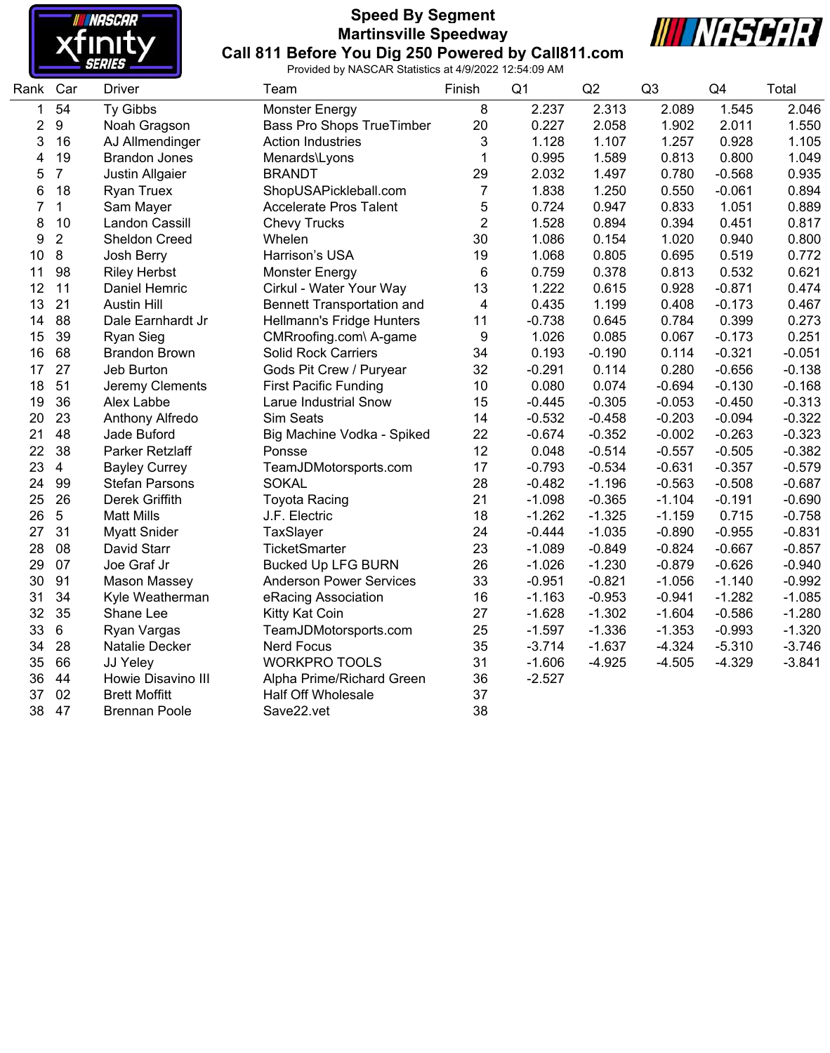# Speed By Segment
## Martinsville Speedway
## Call 811 Before You Dig 250 Powered by Call811.com

Provided by NASCAR Statistics at 4/9/2022 12:54:09 AM

| Rank | Car | Driver | Team | Finish | Q1 | Q2 | Q3 | Q4 | Total |
|---|---|---|---|---|---|---|---|---|---|
| 1 | 54 | Ty Gibbs | Monster Energy | 8 | 2.237 | 2.313 | 2.089 | 1.545 | 2.046 |
| 2 | 9 | Noah Gragson | Bass Pro Shops TrueTimber | 20 | 0.227 | 2.058 | 1.902 | 2.011 | 1.550 |
| 3 | 16 | AJ Allmendinger | Action Industries | 3 | 1.128 | 1.107 | 1.257 | 0.928 | 1.105 |
| 4 | 19 | Brandon Jones | Menards\Lyons | 1 | 0.995 | 1.589 | 0.813 | 0.800 | 1.049 |
| 5 | 7 | Justin Allgaier | BRANDT | 29 | 2.032 | 1.497 | 0.780 | -0.568 | 0.935 |
| 6 | 18 | Ryan Truex | ShopUSAPickleball.com | 7 | 1.838 | 1.250 | 0.550 | -0.061 | 0.894 |
| 7 | 1 | Sam Mayer | Accelerate Pros Talent | 5 | 0.724 | 0.947 | 0.833 | 1.051 | 0.889 |
| 8 | 10 | Landon Cassill | Chevy Trucks | 2 | 1.528 | 0.894 | 0.394 | 0.451 | 0.817 |
| 9 | 2 | Sheldon Creed | Whelen | 30 | 1.086 | 0.154 | 1.020 | 0.940 | 0.800 |
| 10 | 8 | Josh Berry | Harrison's USA | 19 | 1.068 | 0.805 | 0.695 | 0.519 | 0.772 |
| 11 | 98 | Riley Herbst | Monster Energy | 6 | 0.759 | 0.378 | 0.813 | 0.532 | 0.621 |
| 12 | 11 | Daniel Hemric | Cirkul - Water Your Way | 13 | 1.222 | 0.615 | 0.928 | -0.871 | 0.474 |
| 13 | 21 | Austin Hill | Bennett Transportation and | 4 | 0.435 | 1.199 | 0.408 | -0.173 | 0.467 |
| 14 | 88 | Dale Earnhardt Jr | Hellmann's Fridge Hunters | 11 | -0.738 | 0.645 | 0.784 | 0.399 | 0.273 |
| 15 | 39 | Ryan Sieg | CMRroofing.com\ A-game | 9 | 1.026 | 0.085 | 0.067 | -0.173 | 0.251 |
| 16 | 68 | Brandon Brown | Solid Rock Carriers | 34 | 0.193 | -0.190 | 0.114 | -0.321 | -0.051 |
| 17 | 27 | Jeb Burton | Gods Pit Crew / Puryear | 32 | -0.291 | 0.114 | 0.280 | -0.656 | -0.138 |
| 18 | 51 | Jeremy Clements | First Pacific Funding | 10 | 0.080 | 0.074 | -0.694 | -0.130 | -0.168 |
| 19 | 36 | Alex Labbe | Larue Industrial Snow | 15 | -0.445 | -0.305 | -0.053 | -0.450 | -0.313 |
| 20 | 23 | Anthony Alfredo | Sim Seats | 14 | -0.532 | -0.458 | -0.203 | -0.094 | -0.322 |
| 21 | 48 | Jade Buford | Big Machine Vodka - Spiked | 22 | -0.674 | -0.352 | -0.002 | -0.263 | -0.323 |
| 22 | 38 | Parker Retzlaff | Ponsse | 12 | 0.048 | -0.514 | -0.557 | -0.505 | -0.382 |
| 23 | 4 | Bayley Currey | TeamJDMotorsports.com | 17 | -0.793 | -0.534 | -0.631 | -0.357 | -0.579 |
| 24 | 99 | Stefan Parsons | SOKAL | 28 | -0.482 | -1.196 | -0.563 | -0.508 | -0.687 |
| 25 | 26 | Derek Griffith | Toyota Racing | 21 | -1.098 | -0.365 | -1.104 | -0.191 | -0.690 |
| 26 | 5 | Matt Mills | J.F. Electric | 18 | -1.262 | -1.325 | -1.159 | 0.715 | -0.758 |
| 27 | 31 | Myatt Snider | TaxSlayer | 24 | -0.444 | -1.035 | -0.890 | -0.955 | -0.831 |
| 28 | 08 | David Starr | TicketSmarter | 23 | -1.089 | -0.849 | -0.824 | -0.667 | -0.857 |
| 29 | 07 | Joe Graf Jr | Bucked Up LFG BURN | 26 | -1.026 | -1.230 | -0.879 | -0.626 | -0.940 |
| 30 | 91 | Mason Massey | Anderson Power Services | 33 | -0.951 | -0.821 | -1.056 | -1.140 | -0.992 |
| 31 | 34 | Kyle Weatherman | eRacing Association | 16 | -1.163 | -0.953 | -0.941 | -1.282 | -1.085 |
| 32 | 35 | Shane Lee | Kitty Kat Coin | 27 | -1.628 | -1.302 | -1.604 | -0.586 | -1.280 |
| 33 | 6 | Ryan Vargas | TeamJDMotorsports.com | 25 | -1.597 | -1.336 | -1.353 | -0.993 | -1.320 |
| 34 | 28 | Natalie Decker | Nerd Focus | 35 | -3.714 | -1.637 | -4.324 | -5.310 | -3.746 |
| 35 | 66 | JJ Yeley | WORKPRO TOOLS | 31 | -1.606 | -4.925 | -4.505 | -4.329 | -3.841 |
| 36 | 44 | Howie Disavino III | Alpha Prime/Richard Green | 36 | -2.527 | | | | |
| 37 | 02 | Brett Moffitt | Half Off Wholesale | 37 | | | | | |
| 38 | 47 | Brennan Poole | Save22.vet | 38 | | | | | |